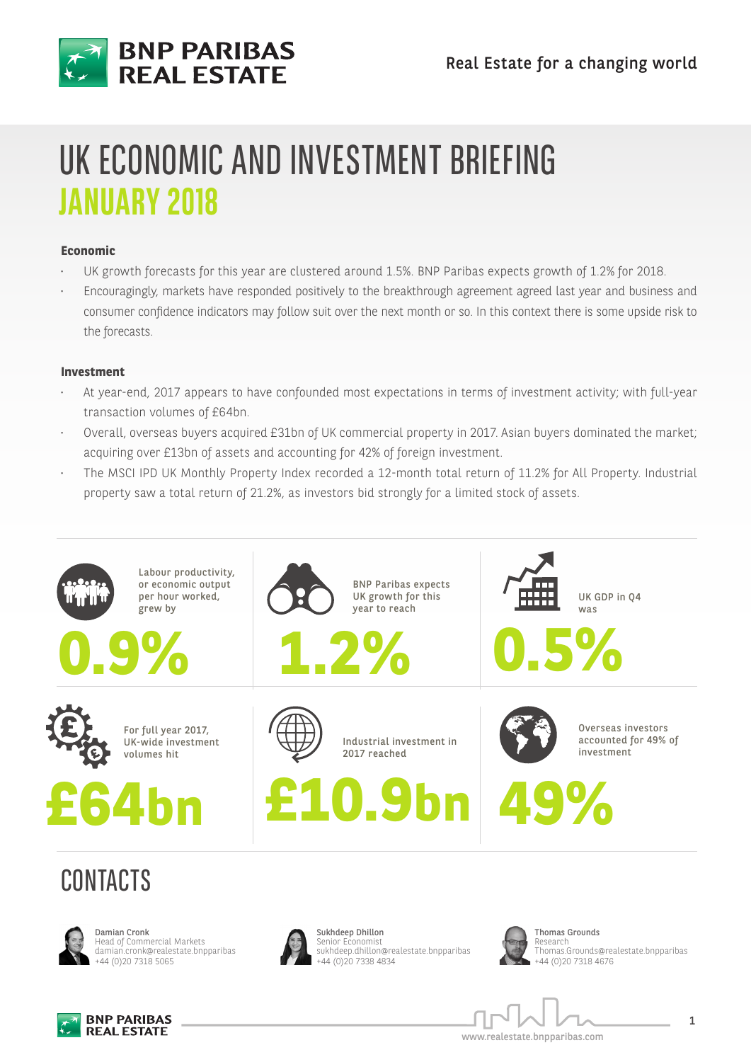# UK ECONOMIC AND INVESTMENT BRIEFING

## JANUARY 2018

### Economic

- UK growth forecasts for this year are clustered around 1.5%. BNP Paribas expects growth of 1.2% for 2018.
- Encouragingly, markets have responded positively to the breakthrough agreement agreed last year and business and consumer confidence indicators may follow suit over the next month or so. In this context there is some upside risk to the forecasts.

### Investment

- At year-end, 2017 appears to have confounded most expectations in terms of investment activity; with full-year transaction volumes of £64bn.
- Overall, overseas buyers acquired £31bn of UK commercial property in 2017. Asian buyers dominated the market; acquiring over £13bn of assets and accounting for 42% of foreign investment.
- The MSCI IPD UK Monthly Property Index recorded a 12-month total return of 11.2% for All Property. Industrial property saw a total return of 21.2%, as investors bid strongly for a limited stock of assets.

Labour productivity, or economic output per hour worked, grew by

**0.9%**

BNP Paribas expects UK growth for this year to reach

**1.2%**

UK GDP in Q4 was

**0.5%**

For full year 2017, UK-wide investment volumes hit

**£64bn**

Industrial investment in 2017 reached

**£10.9bn**

Overseas investors accounted for 49% of investment

**49%**

## CONTACTS

**Damian Cronk**
Head of Commercial Markets
damian.cronk@realestate.bnpparibas
+44 (0)20 7318 5065

**Sukhdeep Dhillon**
Senior Economist
sukhdeep.dhillon@realestate.bnpparibas
+44 (0)20 7338 4834

**Thomas Grounds**
Research
Thomas.Grounds@realestate.bnpparibas
+44 (0)20 7318 4676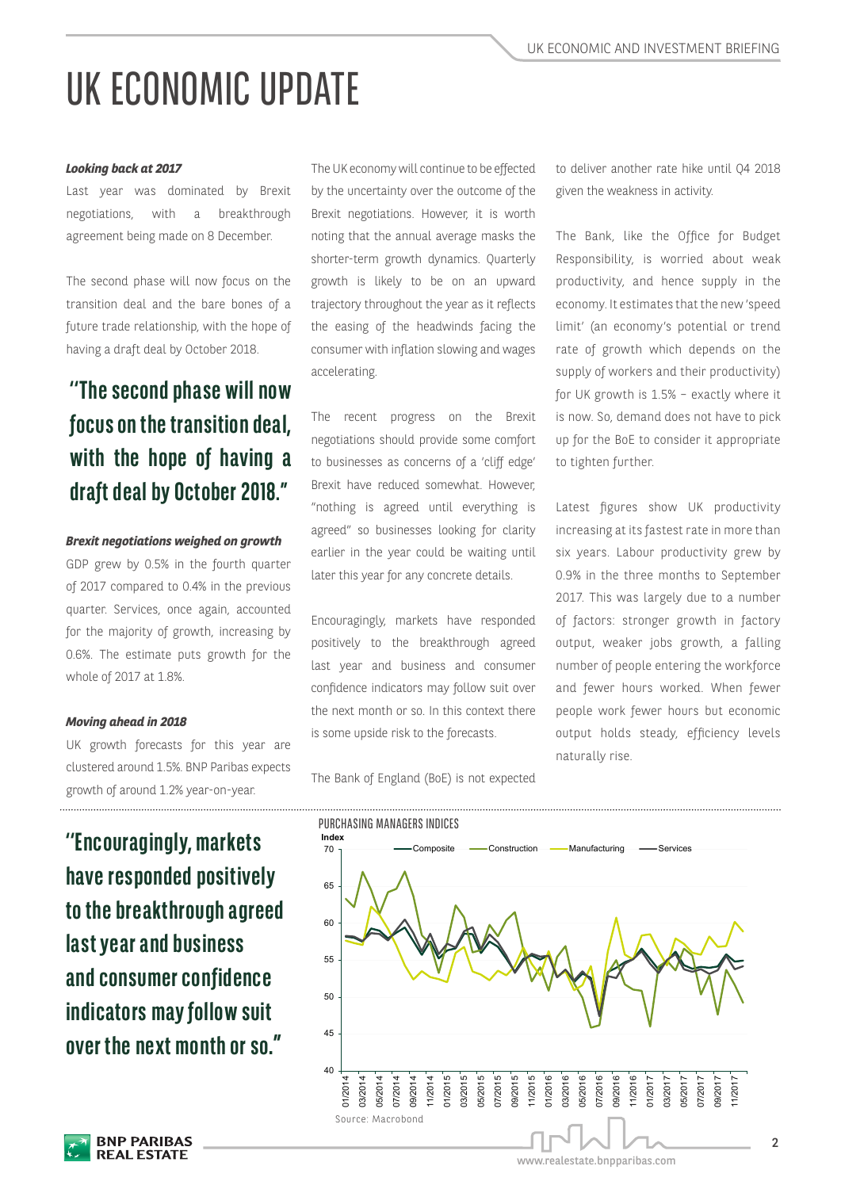# UK ECONOMIC UPDATE

***Looking back at 2017***

Last year was dominated by Brexit negotiations, with a breakthrough agreement being made on 8 December.

The second phase will now focus on the transition deal and the bare bones of a future trade relationship, with the hope of having a draft deal by October 2018.

**"The second phase will now focus on the transition deal, with the hope of having a draft deal by October 2018."**

***Brexit negotiations weighed on growth***

GDP grew by 0.5% in the fourth quarter of 2017 compared to 0.4% in the previous quarter. Services, once again, accounted for the majority of growth, increasing by 0.6%. The estimate puts growth for the whole of 2017 at 1.8%.

***Moving ahead in 2018***

UK growth forecasts for this year are clustered around 1.5%. BNP Paribas expects growth of around 1.2% year-on-year.

The UK economy will continue to be effected by the uncertainty over the outcome of the Brexit negotiations. However, it is worth noting that the annual average masks the shorter-term growth dynamics. Quarterly growth is likely to be on an upward trajectory throughout the year as it reflects the easing of the headwinds facing the consumer with inflation slowing and wages accelerating.

The recent progress on the Brexit negotiations should provide some comfort to businesses as concerns of a 'cliff edge' Brexit have reduced somewhat. However, "nothing is agreed until everything is agreed" so businesses looking for clarity earlier in the year could be waiting until later this year for any concrete details.

Encouragingly, markets have responded positively to the breakthrough agreed last year and business and consumer confidence indicators may follow suit over the next month or so. In this context there is some upside risk to the forecasts.

The Bank of England (BoE) is not expected to deliver another rate hike until Q4 2018 given the weakness in activity.

The Bank, like the Office for Budget Responsibility, is worried about weak productivity, and hence supply in the economy. It estimates that the new 'speed limit' (an economy's potential or trend rate of growth which depends on the supply of workers and their productivity) for UK growth is 1.5% – exactly where it is now. So, demand does not have to pick up for the BoE to consider it appropriate to tighten further.

Latest figures show UK productivity increasing at its fastest rate in more than six years. Labour productivity grew by 0.9% in the three months to September 2017. This was largely due to a number of factors: stronger growth in factory output, weaker jobs growth, a falling number of people entering the workforce and fewer hours worked. When fewer people work fewer hours but economic output holds steady, efficiency levels naturally rise.

**"Encouragingly, markets have responded positively to the breakthrough agreed last year and business and consumer confidence indicators may follow suit over the next month or so."**

PURCHASING MANAGERS INDICES

Source: Macrobond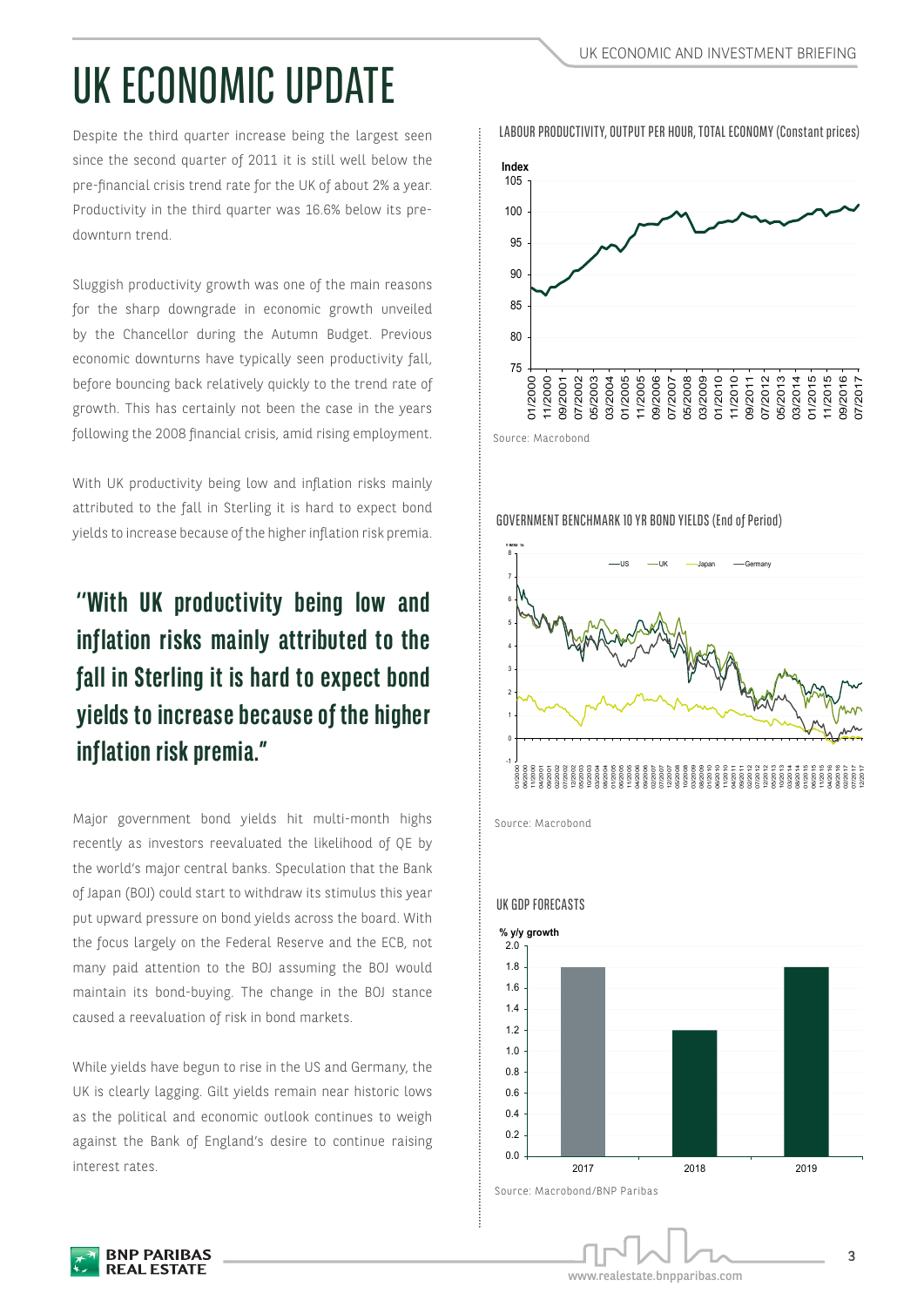# UK ECONOMIC UPDATE

Despite the third quarter increase being the largest seen since the second quarter of 2011 it is still well below the pre-financial crisis trend rate for the UK of about 2% a year. Productivity in the third quarter was 16.6% below its pre-downturn trend.

Sluggish productivity growth was one of the main reasons for the sharp downgrade in economic growth unveiled by the Chancellor during the Autumn Budget. Previous economic downturns have typically seen productivity fall, before bouncing back relatively quickly to the trend rate of growth. This has certainly not been the case in the years following the 2008 financial crisis, amid rising employment.

With UK productivity being low and inflation risks mainly attributed to the fall in Sterling it is hard to expect bond yields to increase because of the higher inflation risk premia.

> **"With UK productivity being low and inflation risks mainly attributed to the fall in Sterling it is hard to expect bond yields to increase because of the higher inflation risk premia."**

Major government bond yields hit multi-month highs recently as investors reevaluated the likelihood of QE by the world's major central banks. Speculation that the Bank of Japan (BOJ) could start to withdraw its stimulus this year put upward pressure on bond yields across the board. With the focus largely on the Federal Reserve and the ECB, not many paid attention to the BOJ assuming the BOJ would maintain its bond-buying. The change in the BOJ stance caused a reevaluation of risk in bond markets.

While yields have begun to rise in the US and Germany, the UK is clearly lagging. Gilt yields remain near historic lows as the political and economic outlook continues to weigh against the Bank of England's desire to continue raising interest rates.

**LABOUR PRODUCTIVITY, OUTPUT PER HOUR, TOTAL ECONOMY (Constant prices)**

Source: Macrobond

**GOVERNMENT BENCHMARK 10 YR BOND YIELDS (End of Period)**

Source: Macrobond

**UK GDP FORECASTS**

| Year | % y/y growth |
|---|---|
| 2017 | 1.8 |
| 2018 | 1.2 |
| 2019 | 1.8 |

Source: Macrobond/BNP Paribas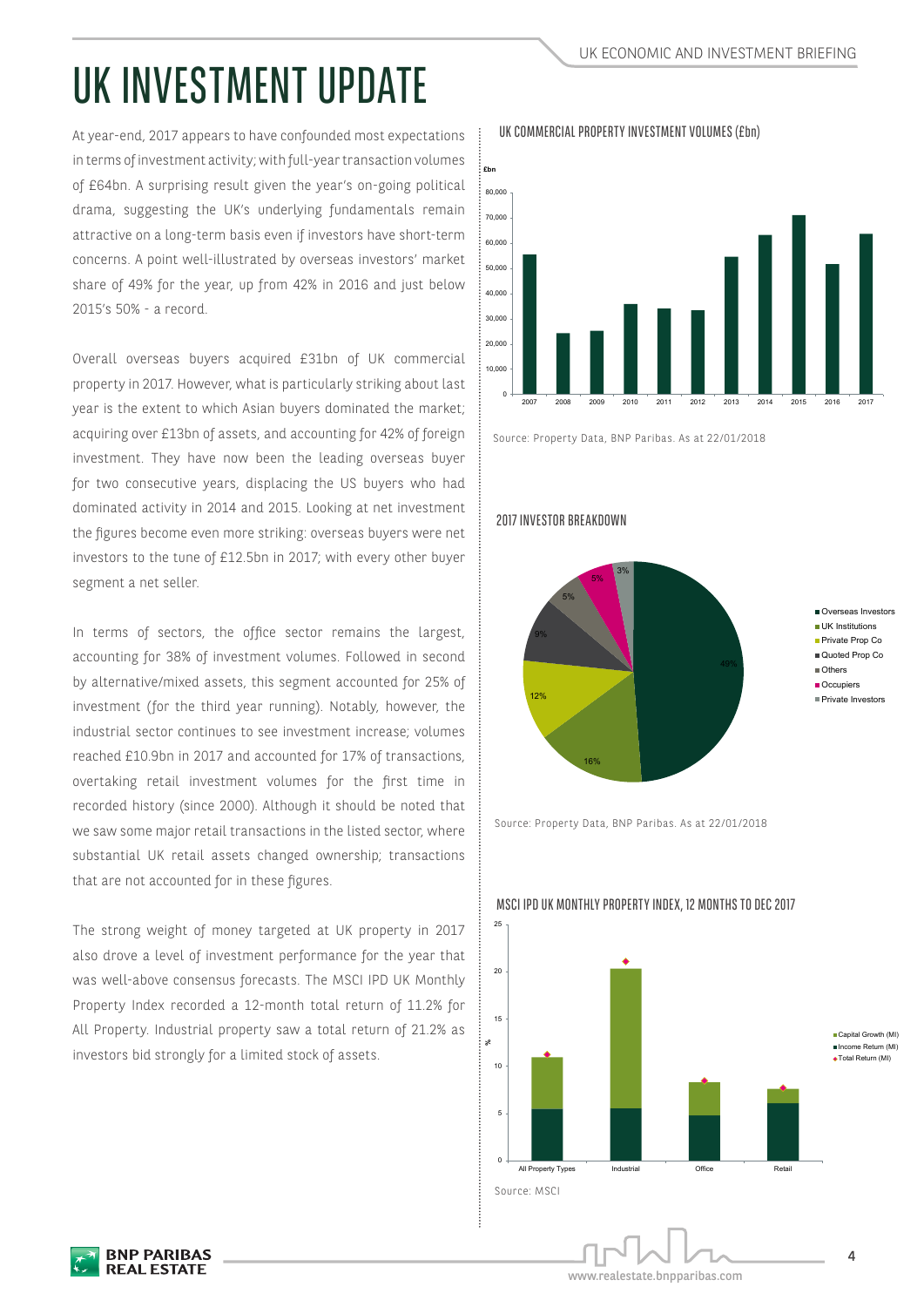# UK INVESTMENT UPDATE

At year-end, 2017 appears to have confounded most expectations in terms of investment activity; with full-year transaction volumes of £64bn. A surprising result given the year's on-going political drama, suggesting the UK's underlying fundamentals remain attractive on a long-term basis even if investors have short-term concerns. A point well-illustrated by overseas investors' market share of 49% for the year, up from 42% in 2016 and just below 2015's 50% - a record.

Overall overseas buyers acquired £31bn of UK commercial property in 2017. However, what is particularly striking about last year is the extent to which Asian buyers dominated the market; acquiring over £13bn of assets, and accounting for 42% of foreign investment. They have now been the leading overseas buyer for two consecutive years, displacing the US buyers who had dominated activity in 2014 and 2015. Looking at net investment the figures become even more striking: overseas buyers were net investors to the tune of £12.5bn in 2017; with every other buyer segment a net seller.

In terms of sectors, the office sector remains the largest, accounting for 38% of investment volumes. Followed in second by alternative/mixed assets, this segment accounted for 25% of investment (for the third year running). Notably, however, the industrial sector continues to see investment increase; volumes reached £10.9bn in 2017 and accounted for 17% of transactions, overtaking retail investment volumes for the first time in recorded history (since 2000). Although it should be noted that we saw some major retail transactions in the listed sector, where substantial UK retail assets changed ownership; transactions that are not accounted for in these figures.

The strong weight of money targeted at UK property in 2017 also drove a level of investment performance for the year that was well-above consensus forecasts. The MSCI IPD UK Monthly Property Index recorded a 12-month total return of 11.2% for All Property. Industrial property saw a total return of 21.2% as investors bid strongly for a limited stock of assets.

### UK COMMERCIAL PROPERTY INVESTMENT VOLUMES (£bn)

£bn

0
10,000
20,000
30,000
40,000
50,000
60,000
70,000
80,000

2007 2008 2009 2010 2011 2012 2013 2014 2015 2016 2017

Source: Property Data, BNP Paribas. As at 22/01/2018

### 2017 INVESTOR BREAKDOWN

49%
16%
12%
9%
5%
5%
3%

Overseas Investors
UK Institutions
Private Prop Co
Quoted Prop Co
Others
Occupiers
Private Investors

Source: Property Data, BNP Paribas. As at 22/01/2018

### MSCI IPD UK MONTHLY PROPERTY INDEX, 12 MONTHS TO DEC 2017

%

0
5
10
15
20
25

All Property Types
Industrial
Office
Retail

Capital Growth (MI)
Income Return (MI)
Total Return (MI)

Source: MSCI